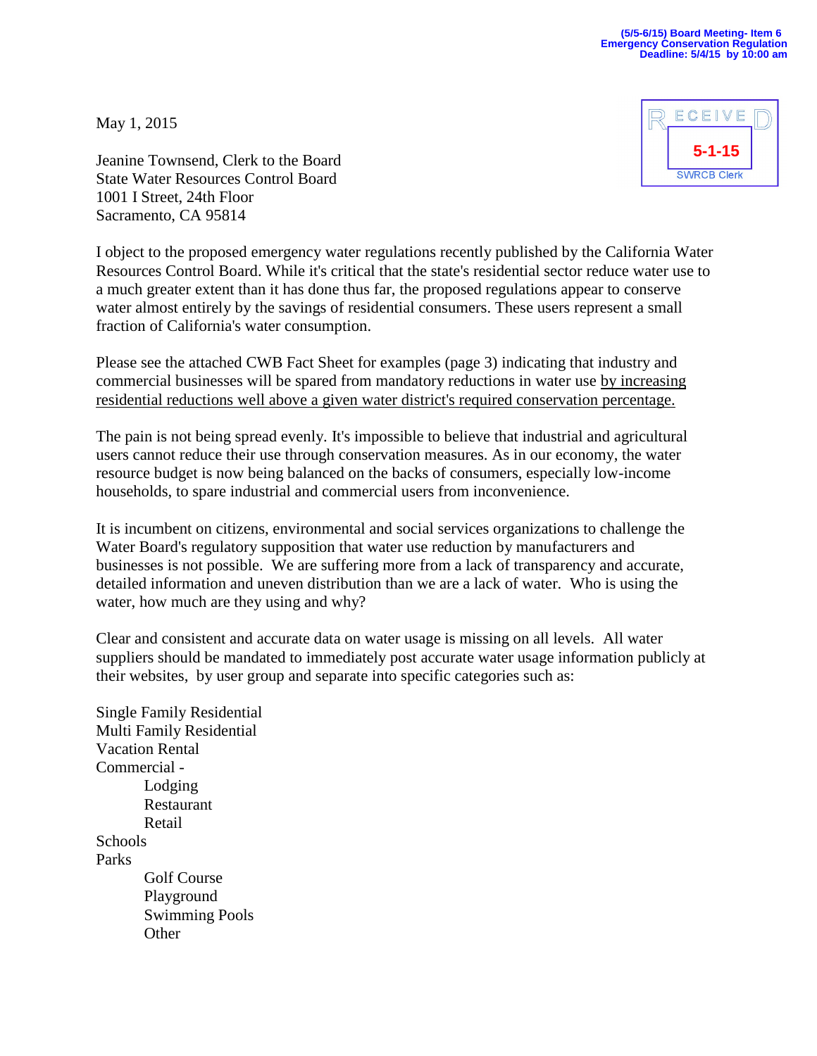(5/5-6/15) Board Meeting- Item 6
Emergency Conservation Regulation
Deadline: 5/4/15 by 10:00 am

RECEIVED
5-1-15
SWRCB Clerk

May 1, 2015

Jeanine Townsend, Clerk to the Board
State Water Resources Control Board
1001 I Street, 24th Floor
Sacramento, CA 95814

I object to the proposed emergency water regulations recently published by the California Water Resources Control Board. While it's critical that the state's residential sector reduce water use to a much greater extent than it has done thus far, the proposed regulations appear to conserve water almost entirely by the savings of residential consumers. These users represent a small fraction of California's water consumption.

Please see the attached CWB Fact Sheet for examples (page 3) indicating that industry and commercial businesses will be spared from mandatory reductions in water use <u>by increasing residential reductions well above a given water district's required conservation percentage.</u>

The pain is not being spread evenly. It's impossible to believe that industrial and agricultural users cannot reduce their use through conservation measures. As in our economy, the water resource budget is now being balanced on the backs of consumers, especially low-income households, to spare industrial and commercial users from inconvenience.

It is incumbent on citizens, environmental and social services organizations to challenge the Water Board's regulatory supposition that water use reduction by manufacturers and businesses is not possible. We are suffering more from a lack of transparency and accurate, detailed information and uneven distribution than we are a lack of water. Who is using the water, how much are they using and why?

Clear and consistent and accurate data on water usage is missing on all levels. All water suppliers should be mandated to immediately post accurate water usage information publicly at their websites, by user group and separate into specific categories such as:

- Single Family Residential
- Multi Family Residential
- Vacation Rental
- Commercial -
  - Lodging
  - Restaurant
  - Retail
- Schools
- Parks
  - Golf Course
  - Playground
  - Swimming Pools
  - Other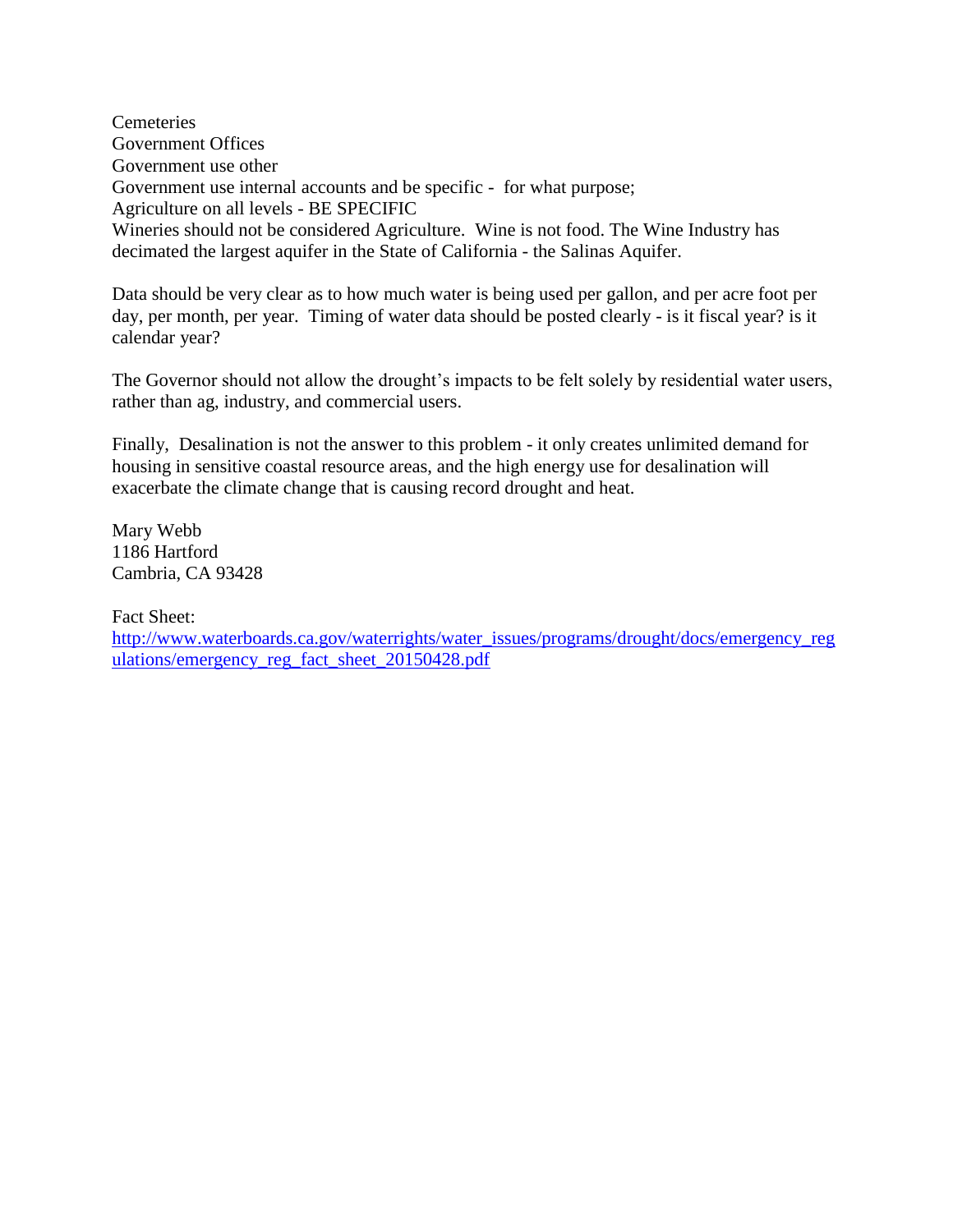Cemeteries
Government Offices
Government use other
Government use internal accounts and be specific - for what purpose;
Agriculture on all levels - BE SPECIFIC
Wineries should not be considered Agriculture. Wine is not food. The Wine Industry has decimated the largest aquifer in the State of California - the Salinas Aquifer.

Data should be very clear as to how much water is being used per gallon, and per acre foot per day, per month, per year. Timing of water data should be posted clearly - is it fiscal year? is it calendar year?

The Governor should not allow the drought's impacts to be felt solely by residential water users, rather than ag, industry, and commercial users.

Finally, Desalination is not the answer to this problem - it only creates unlimited demand for housing in sensitive coastal resource areas, and the high energy use for desalination will exacerbate the climate change that is causing record drought and heat.

Mary Webb
1186 Hartford
Cambria, CA 93428

Fact Sheet:
[http://www.waterboards.ca.gov/waterrights/water_issues/programs/drought/docs/emergency_regulations/emergency_reg_fact_sheet_20150428.pdf](http://www.waterboards.ca.gov/waterrights/water_issues/programs/drought/docs/emergency_regulations/emergency_reg_fact_sheet_20150428.pdf)